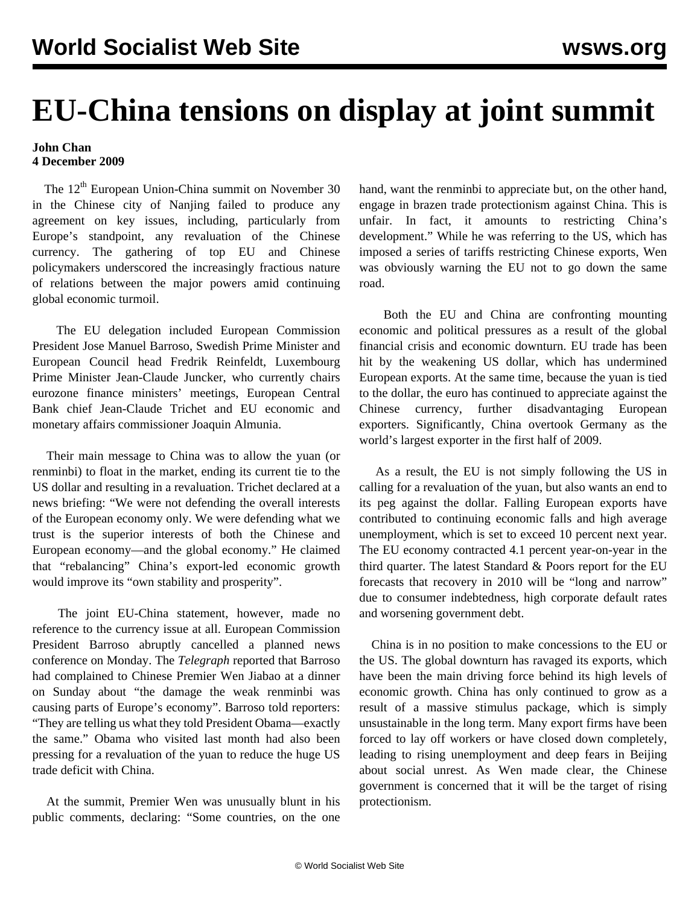# EU-China tensions on display at joint summit

**John Chan**
**4 December 2009**

The 12th European Union-China summit on November 30 in the Chinese city of Nanjing failed to produce any agreement on key issues, including, particularly from Europe's standpoint, any revaluation of the Chinese currency. The gathering of top EU and Chinese policymakers underscored the increasingly fractious nature of relations between the major powers amid continuing global economic turmoil.

The EU delegation included European Commission President Jose Manuel Barroso, Swedish Prime Minister and European Council head Fredrik Reinfeldt, Luxembourg Prime Minister Jean-Claude Juncker, who currently chairs eurozone finance ministers' meetings, European Central Bank chief Jean-Claude Trichet and EU economic and monetary affairs commissioner Joaquin Almunia.

Their main message to China was to allow the yuan (or renminbi) to float in the market, ending its current tie to the US dollar and resulting in a revaluation. Trichet declared at a news briefing: "We were not defending the overall interests of the European economy only. We were defending what we trust is the superior interests of both the Chinese and European economy—and the global economy." He claimed that "rebalancing" China's export-led economic growth would improve its "own stability and prosperity".

The joint EU-China statement, however, made no reference to the currency issue at all. European Commission President Barroso abruptly cancelled a planned news conference on Monday. The *Telegraph* reported that Barroso had complained to Chinese Premier Wen Jiabao at a dinner on Sunday about "the damage the weak renminbi was causing parts of Europe's economy". Barroso told reporters: "They are telling us what they told President Obama—exactly the same." Obama who visited last month had also been pressing for a revaluation of the yuan to reduce the huge US trade deficit with China.

At the summit, Premier Wen was unusually blunt in his public comments, declaring: "Some countries, on the one hand, want the renminbi to appreciate but, on the other hand, engage in brazen trade protectionism against China. This is unfair. In fact, it amounts to restricting China's development." While he was referring to the US, which has imposed a series of tariffs restricting Chinese exports, Wen was obviously warning the EU not to go down the same road.

Both the EU and China are confronting mounting economic and political pressures as a result of the global financial crisis and economic downturn. EU trade has been hit by the weakening US dollar, which has undermined European exports. At the same time, because the yuan is tied to the dollar, the euro has continued to appreciate against the Chinese currency, further disadvantaging European exporters. Significantly, China overtook Germany as the world's largest exporter in the first half of 2009.

As a result, the EU is not simply following the US in calling for a revaluation of the yuan, but also wants an end to its peg against the dollar. Falling European exports have contributed to continuing economic falls and high average unemployment, which is set to exceed 10 percent next year. The EU economy contracted 4.1 percent year-on-year in the third quarter. The latest Standard & Poors report for the EU forecasts that recovery in 2010 will be "long and narrow" due to consumer indebtedness, high corporate default rates and worsening government debt.

China is in no position to make concessions to the EU or the US. The global downturn has ravaged its exports, which have been the main driving force behind its high levels of economic growth. China has only continued to grow as a result of a massive stimulus package, which is simply unsustainable in the long term. Many export firms have been forced to lay off workers or have closed down completely, leading to rising unemployment and deep fears in Beijing about social unrest. As Wen made clear, the Chinese government is concerned that it will be the target of rising protectionism.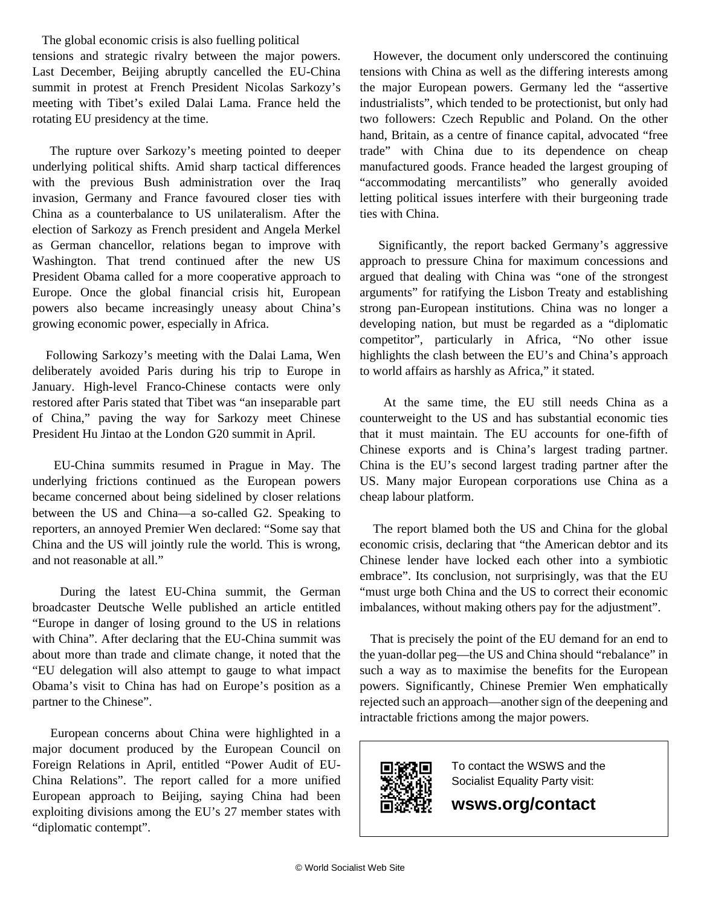The global economic crisis is also fuelling political tensions and strategic rivalry between the major powers. Last December, Beijing abruptly cancelled the EU-China summit in protest at French President Nicolas Sarkozy's meeting with Tibet's exiled Dalai Lama. France held the rotating EU presidency at the time.

The rupture over Sarkozy's meeting pointed to deeper underlying political shifts. Amid sharp tactical differences with the previous Bush administration over the Iraq invasion, Germany and France favoured closer ties with China as a counterbalance to US unilateralism. After the election of Sarkozy as French president and Angela Merkel as German chancellor, relations began to improve with Washington. That trend continued after the new US President Obama called for a more cooperative approach to Europe. Once the global financial crisis hit, European powers also became increasingly uneasy about China's growing economic power, especially in Africa.

Following Sarkozy's meeting with the Dalai Lama, Wen deliberately avoided Paris during his trip to Europe in January. High-level Franco-Chinese contacts were only restored after Paris stated that Tibet was "an inseparable part of China," paving the way for Sarkozy meet Chinese President Hu Jintao at the London G20 summit in April.

EU-China summits resumed in Prague in May. The underlying frictions continued as the European powers became concerned about being sidelined by closer relations between the US and China—a so-called G2. Speaking to reporters, an annoyed Premier Wen declared: "Some say that China and the US will jointly rule the world. This is wrong, and not reasonable at all."

During the latest EU-China summit, the German broadcaster Deutsche Welle published an article entitled "Europe in danger of losing ground to the US in relations with China". After declaring that the EU-China summit was about more than trade and climate change, it noted that the "EU delegation will also attempt to gauge to what impact Obama's visit to China has had on Europe's position as a partner to the Chinese".

European concerns about China were highlighted in a major document produced by the European Council on Foreign Relations in April, entitled "Power Audit of EU-China Relations". The report called for a more unified European approach to Beijing, saying China had been exploiting divisions among the EU's 27 member states with "diplomatic contempt".

However, the document only underscored the continuing tensions with China as well as the differing interests among the major European powers. Germany led the "assertive industrialists", which tended to be protectionist, but only had two followers: Czech Republic and Poland. On the other hand, Britain, as a centre of finance capital, advocated "free trade" with China due to its dependence on cheap manufactured goods. France headed the largest grouping of "accommodating mercantilists" who generally avoided letting political issues interfere with their burgeoning trade ties with China.

Significantly, the report backed Germany's aggressive approach to pressure China for maximum concessions and argued that dealing with China was "one of the strongest arguments" for ratifying the Lisbon Treaty and establishing strong pan-European institutions. China was no longer a developing nation, but must be regarded as a "diplomatic competitor", particularly in Africa, "No other issue highlights the clash between the EU's and China's approach to world affairs as harshly as Africa," it stated.

At the same time, the EU still needs China as a counterweight to the US and has substantial economic ties that it must maintain. The EU accounts for one-fifth of Chinese exports and is China's largest trading partner. China is the EU's second largest trading partner after the US. Many major European corporations use China as a cheap labour platform.

The report blamed both the US and China for the global economic crisis, declaring that "the American debtor and its Chinese lender have locked each other into a symbiotic embrace". Its conclusion, not surprisingly, was that the EU "must urge both China and the US to correct their economic imbalances, without making others pay for the adjustment".

That is precisely the point of the EU demand for an end to the yuan-dollar peg—the US and China should "rebalance" in such a way as to maximise the benefits for the European powers. Significantly, Chinese Premier Wen emphatically rejected such an approach—another sign of the deepening and intractable frictions among the major powers.

To contact the WSWS and the Socialist Equality Party visit:

**wsws.org/contact**